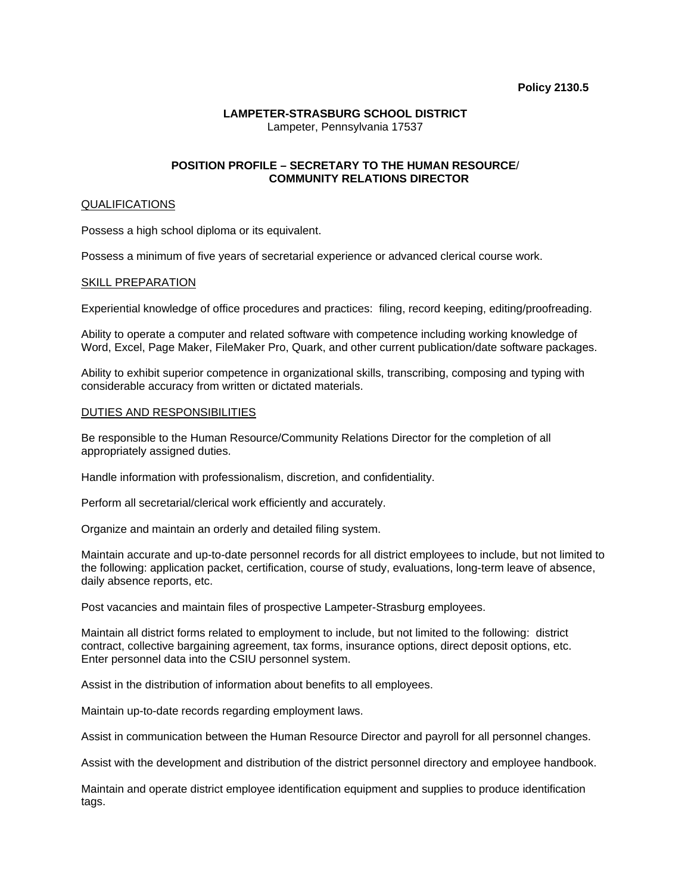**Policy 2130.5**

**LAMPETER-STRASBURG SCHOOL DISTRICT**
Lampeter, Pennsylvania 17537

# POSITION PROFILE – SECRETARY TO THE HUMAN RESOURCE/ COMMUNITY RELATIONS DIRECTOR

## QUALIFICATIONS

Possess a high school diploma or its equivalent.

Possess a minimum of five years of secretarial experience or advanced clerical course work.

## SKILL PREPARATION

Experiential knowledge of office procedures and practices: filing, record keeping, editing/proofreading.

Ability to operate a computer and related software with competence including working knowledge of Word, Excel, Page Maker, FileMaker Pro, Quark, and other current publication/date software packages.

Ability to exhibit superior competence in organizational skills, transcribing, composing and typing with considerable accuracy from written or dictated materials.

## DUTIES AND RESPONSIBILITIES

Be responsible to the Human Resource/Community Relations Director for the completion of all appropriately assigned duties.

Handle information with professionalism, discretion, and confidentiality.

Perform all secretarial/clerical work efficiently and accurately.

Organize and maintain an orderly and detailed filing system.

Maintain accurate and up-to-date personnel records for all district employees to include, but not limited to the following: application packet, certification, course of study, evaluations, long-term leave of absence, daily absence reports, etc.

Post vacancies and maintain files of prospective Lampeter-Strasburg employees.

Maintain all district forms related to employment to include, but not limited to the following: district contract, collective bargaining agreement, tax forms, insurance options, direct deposit options, etc. Enter personnel data into the CSIU personnel system.

Assist in the distribution of information about benefits to all employees.

Maintain up-to-date records regarding employment laws.

Assist in communication between the Human Resource Director and payroll for all personnel changes.

Assist with the development and distribution of the district personnel directory and employee handbook.

Maintain and operate district employee identification equipment and supplies to produce identification tags.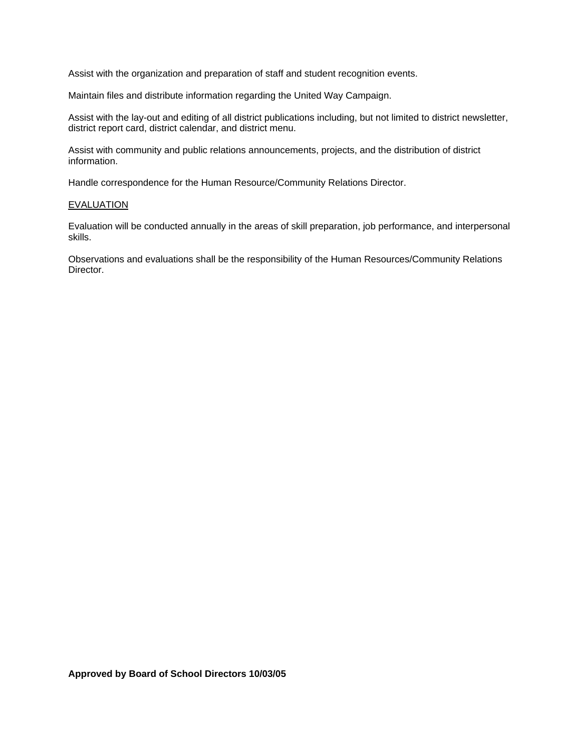Assist with the organization and preparation of staff and student recognition events.

Maintain files and distribute information regarding the United Way Campaign.

Assist with the lay-out and editing of all district publications including, but not limited to district newsletter, district report card, district calendar, and district menu.

Assist with community and public relations announcements, projects, and the distribution of district information.

Handle correspondence for the Human Resource/Community Relations Director.

## EVALUATION

Evaluation will be conducted annually in the areas of skill preparation, job performance, and interpersonal skills.

Observations and evaluations shall be the responsibility of the Human Resources/Community Relations Director.

**Approved by Board of School Directors 10/03/05**